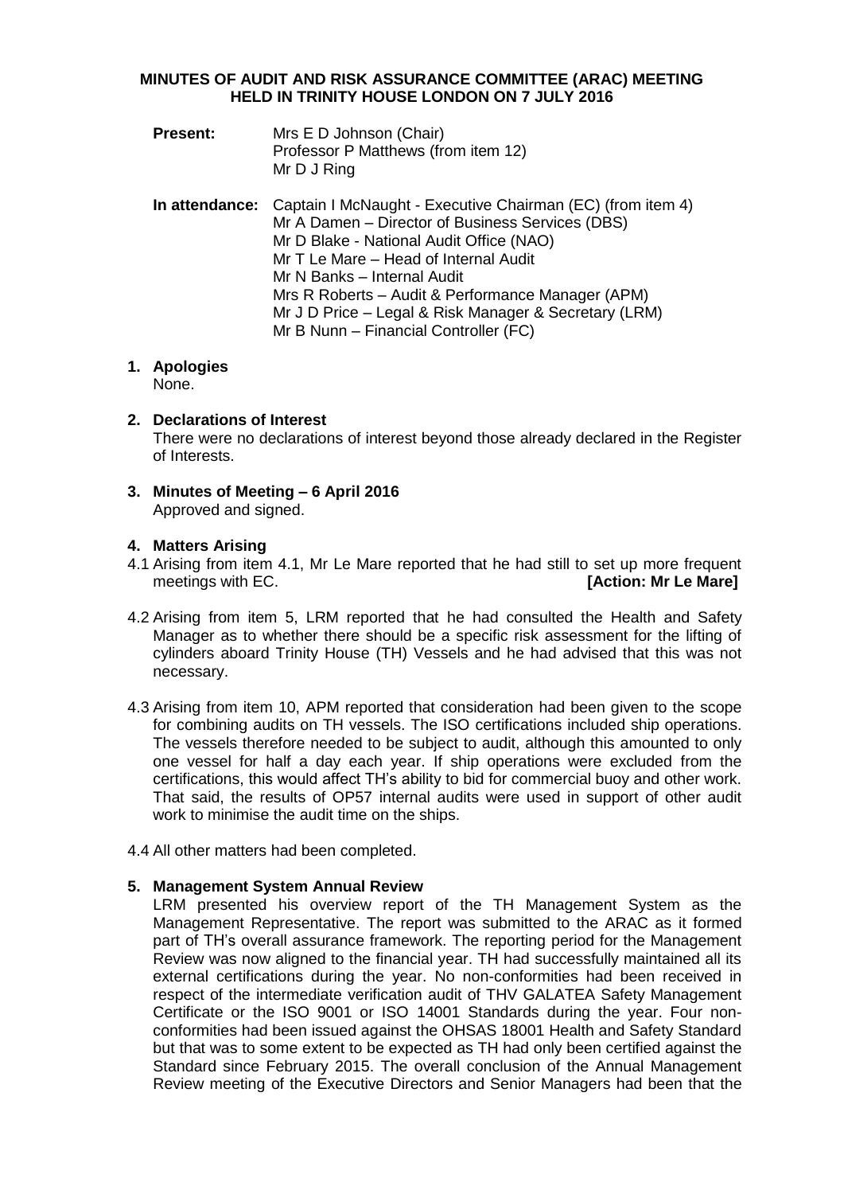# MINUTES OF AUDIT AND RISK ASSURANCE COMMITTEE (ARAC) MEETING HELD IN TRINITY HOUSE LONDON ON 7 JULY 2016

**Present:** Mrs E D Johnson (Chair)
Professor P Matthews (from item 12)
Mr D J Ring

**In attendance:** Captain I McNaught - Executive Chairman (EC) (from item 4)
Mr A Damen – Director of Business Services (DBS)
Mr D Blake - National Audit Office (NAO)
Mr T Le Mare – Head of Internal Audit
Mr N Banks – Internal Audit
Mrs R Roberts – Audit & Performance Manager (APM)
Mr J D Price – Legal & Risk Manager & Secretary (LRM)
Mr B Nunn – Financial Controller (FC)

## 1. Apologies

None.

## 2. Declarations of Interest

There were no declarations of interest beyond those already declared in the Register of Interests.

## 3. Minutes of Meeting – 6 April 2016

Approved and signed.

## 4. Matters Arising

4.1 Arising from item 4.1, Mr Le Mare reported that he had still to set up more frequent meetings with EC. **[Action: Mr Le Mare]**

4.2 Arising from item 5, LRM reported that he had consulted the Health and Safety Manager as to whether there should be a specific risk assessment for the lifting of cylinders aboard Trinity House (TH) Vessels and he had advised that this was not necessary.

4.3 Arising from item 10, APM reported that consideration had been given to the scope for combining audits on TH vessels. The ISO certifications included ship operations. The vessels therefore needed to be subject to audit, although this amounted to only one vessel for half a day each year. If ship operations were excluded from the certifications, this would affect TH's ability to bid for commercial buoy and other work. That said, the results of OP57 internal audits were used in support of other audit work to minimise the audit time on the ships.

4.4 All other matters had been completed.

## 5. Management System Annual Review

LRM presented his overview report of the TH Management System as the Management Representative. The report was submitted to the ARAC as it formed part of TH's overall assurance framework. The reporting period for the Management Review was now aligned to the financial year. TH had successfully maintained all its external certifications during the year. No non-conformities had been received in respect of the intermediate verification audit of THV GALATEA Safety Management Certificate or the ISO 9001 or ISO 14001 Standards during the year. Four non-conformities had been issued against the OHSAS 18001 Health and Safety Standard but that was to some extent to be expected as TH had only been certified against the Standard since February 2015. The overall conclusion of the Annual Management Review meeting of the Executive Directors and Senior Managers had been that the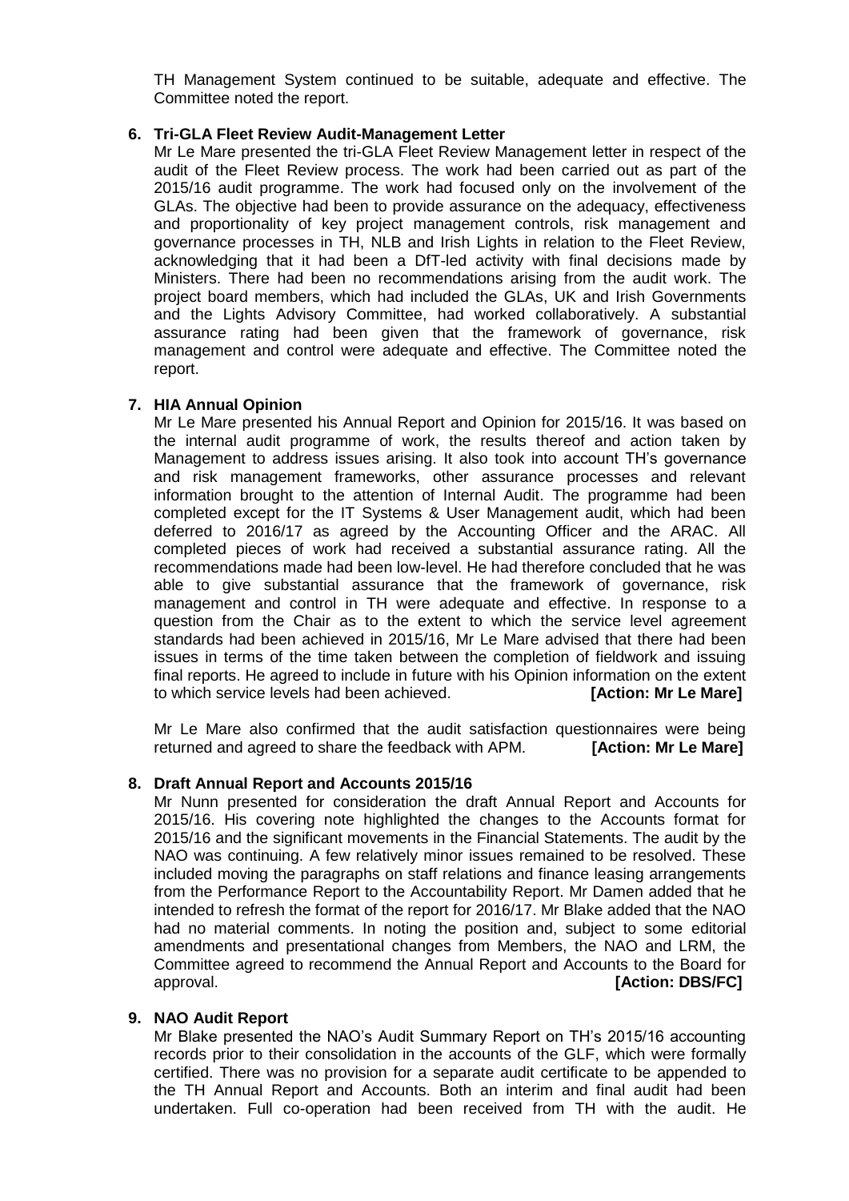TH Management System continued to be suitable, adequate and effective. The Committee noted the report.

**6. Tri-GLA Fleet Review Audit-Management Letter**

Mr Le Mare presented the tri-GLA Fleet Review Management letter in respect of the audit of the Fleet Review process. The work had been carried out as part of the 2015/16 audit programme. The work had focused only on the involvement of the GLAs. The objective had been to provide assurance on the adequacy, effectiveness and proportionality of key project management controls, risk management and governance processes in TH, NLB and Irish Lights in relation to the Fleet Review, acknowledging that it had been a DfT-led activity with final decisions made by Ministers. There had been no recommendations arising from the audit work. The project board members, which had included the GLAs, UK and Irish Governments and the Lights Advisory Committee, had worked collaboratively. A substantial assurance rating had been given that the framework of governance, risk management and control were adequate and effective. The Committee noted the report.

**7. HIA Annual Opinion**

Mr Le Mare presented his Annual Report and Opinion for 2015/16. It was based on the internal audit programme of work, the results thereof and action taken by Management to address issues arising. It also took into account TH's governance and risk management frameworks, other assurance processes and relevant information brought to the attention of Internal Audit. The programme had been completed except for the IT Systems & User Management audit, which had been deferred to 2016/17 as agreed by the Accounting Officer and the ARAC. All completed pieces of work had received a substantial assurance rating. All the recommendations made had been low-level. He had therefore concluded that he was able to give substantial assurance that the framework of governance, risk management and control in TH were adequate and effective. In response to a question from the Chair as to the extent to which the service level agreement standards had been achieved in 2015/16, Mr Le Mare advised that there had been issues in terms of the time taken between the completion of fieldwork and issuing final reports. He agreed to include in future with his Opinion information on the extent to which service levels had been achieved. **[Action: Mr Le Mare]**

Mr Le Mare also confirmed that the audit satisfaction questionnaires were being returned and agreed to share the feedback with APM. **[Action: Mr Le Mare]**

**8. Draft Annual Report and Accounts 2015/16**

Mr Nunn presented for consideration the draft Annual Report and Accounts for 2015/16. His covering note highlighted the changes to the Accounts format for 2015/16 and the significant movements in the Financial Statements. The audit by the NAO was continuing. A few relatively minor issues remained to be resolved. These included moving the paragraphs on staff relations and finance leasing arrangements from the Performance Report to the Accountability Report. Mr Damen added that he intended to refresh the format of the report for 2016/17. Mr Blake added that the NAO had no material comments. In noting the position and, subject to some editorial amendments and presentational changes from Members, the NAO and LRM, the Committee agreed to recommend the Annual Report and Accounts to the Board for approval. **[Action: DBS/FC]**

**9. NAO Audit Report**

Mr Blake presented the NAO's Audit Summary Report on TH's 2015/16 accounting records prior to their consolidation in the accounts of the GLF, which were formally certified. There was no provision for a separate audit certificate to be appended to the TH Annual Report and Accounts. Both an interim and final audit had been undertaken. Full co-operation had been received from TH with the audit. He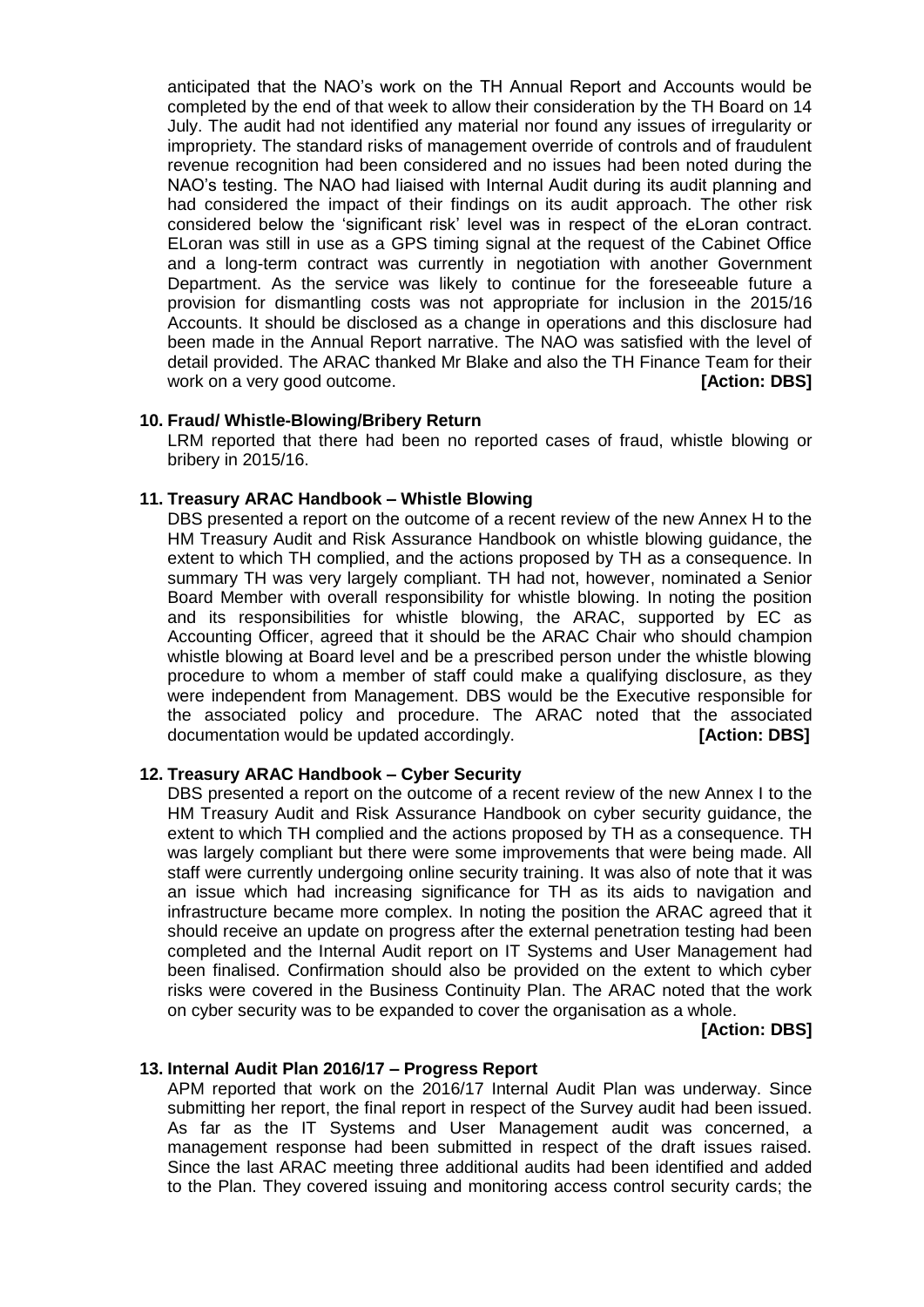anticipated that the NAO's work on the TH Annual Report and Accounts would be completed by the end of that week to allow their consideration by the TH Board on 14 July. The audit had not identified any material nor found any issues of irregularity or impropriety. The standard risks of management override of controls and of fraudulent revenue recognition had been considered and no issues had been noted during the NAO's testing. The NAO had liaised with Internal Audit during its audit planning and had considered the impact of their findings on its audit approach. The other risk considered below the 'significant risk' level was in respect of the eLoran contract. ELoran was still in use as a GPS timing signal at the request of the Cabinet Office and a long-term contract was currently in negotiation with another Government Department. As the service was likely to continue for the foreseeable future a provision for dismantling costs was not appropriate for inclusion in the 2015/16 Accounts. It should be disclosed as a change in operations and this disclosure had been made in the Annual Report narrative. The NAO was satisfied with the level of detail provided. The ARAC thanked Mr Blake and also the TH Finance Team for their work on a very good outcome. **[Action: DBS]**

**10. Fraud/ Whistle-Blowing/Bribery Return**

LRM reported that there had been no reported cases of fraud, whistle blowing or bribery in 2015/16.

**11. Treasury ARAC Handbook – Whistle Blowing**

DBS presented a report on the outcome of a recent review of the new Annex H to the HM Treasury Audit and Risk Assurance Handbook on whistle blowing guidance, the extent to which TH complied, and the actions proposed by TH as a consequence. In summary TH was very largely compliant. TH had not, however, nominated a Senior Board Member with overall responsibility for whistle blowing. In noting the position and its responsibilities for whistle blowing, the ARAC, supported by EC as Accounting Officer, agreed that it should be the ARAC Chair who should champion whistle blowing at Board level and be a prescribed person under the whistle blowing procedure to whom a member of staff could make a qualifying disclosure, as they were independent from Management. DBS would be the Executive responsible for the associated policy and procedure. The ARAC noted that the associated documentation would be updated accordingly. **[Action: DBS]**

**12. Treasury ARAC Handbook – Cyber Security**

DBS presented a report on the outcome of a recent review of the new Annex I to the HM Treasury Audit and Risk Assurance Handbook on cyber security guidance, the extent to which TH complied and the actions proposed by TH as a consequence. TH was largely compliant but there were some improvements that were being made. All staff were currently undergoing online security training. It was also of note that it was an issue which had increasing significance for TH as its aids to navigation and infrastructure became more complex. In noting the position the ARAC agreed that it should receive an update on progress after the external penetration testing had been completed and the Internal Audit report on IT Systems and User Management had been finalised. Confirmation should also be provided on the extent to which cyber risks were covered in the Business Continuity Plan. The ARAC noted that the work on cyber security was to be expanded to cover the organisation as a whole.

**[Action: DBS]**

**13. Internal Audit Plan 2016/17 – Progress Report**

APM reported that work on the 2016/17 Internal Audit Plan was underway. Since submitting her report, the final report in respect of the Survey audit had been issued. As far as the IT Systems and User Management audit was concerned, a management response had been submitted in respect of the draft issues raised. Since the last ARAC meeting three additional audits had been identified and added to the Plan. They covered issuing and monitoring access control security cards; the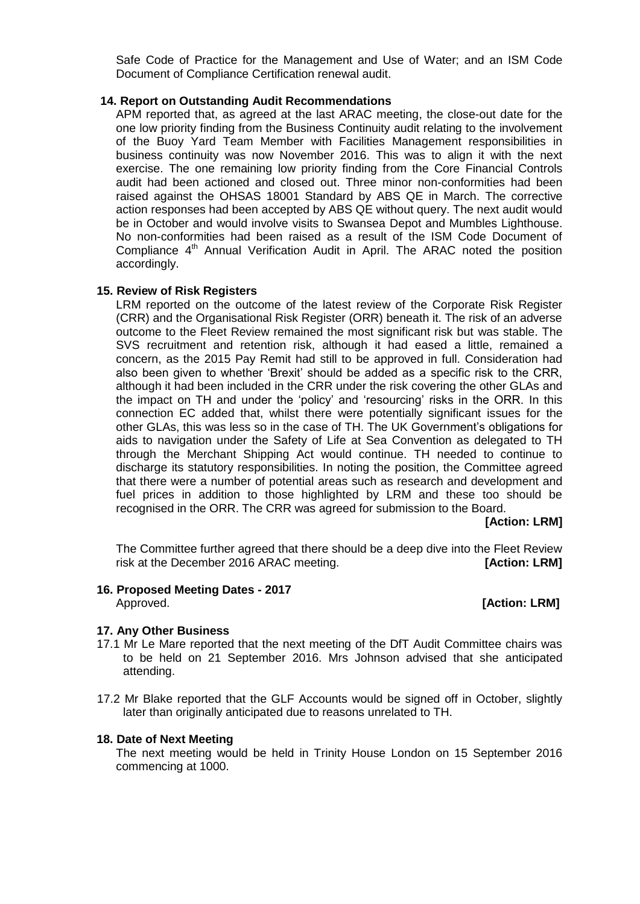Safe Code of Practice for the Management and Use of Water; and an ISM Code Document of Compliance Certification renewal audit.

**14. Report on Outstanding Audit Recommendations**

APM reported that, as agreed at the last ARAC meeting, the close-out date for the one low priority finding from the Business Continuity audit relating to the involvement of the Buoy Yard Team Member with Facilities Management responsibilities in business continuity was now November 2016. This was to align it with the next exercise. The one remaining low priority finding from the Core Financial Controls audit had been actioned and closed out. Three minor non-conformities had been raised against the OHSAS 18001 Standard by ABS QE in March. The corrective action responses had been accepted by ABS QE without query. The next audit would be in October and would involve visits to Swansea Depot and Mumbles Lighthouse. No non-conformities had been raised as a result of the ISM Code Document of Compliance 4th Annual Verification Audit in April. The ARAC noted the position accordingly.

**15. Review of Risk Registers**

LRM reported on the outcome of the latest review of the Corporate Risk Register (CRR) and the Organisational Risk Register (ORR) beneath it. The risk of an adverse outcome to the Fleet Review remained the most significant risk but was stable. The SVS recruitment and retention risk, although it had eased a little, remained a concern, as the 2015 Pay Remit had still to be approved in full. Consideration had also been given to whether 'Brexit' should be added as a specific risk to the CRR, although it had been included in the CRR under the risk covering the other GLAs and the impact on TH and under the 'policy' and 'resourcing' risks in the ORR. In this connection EC added that, whilst there were potentially significant issues for the other GLAs, this was less so in the case of TH. The UK Government's obligations for aids to navigation under the Safety of Life at Sea Convention as delegated to TH through the Merchant Shipping Act would continue. TH needed to continue to discharge its statutory responsibilities. In noting the position, the Committee agreed that there were a number of potential areas such as research and development and fuel prices in addition to those highlighted by LRM and these too should be recognised in the ORR. The CRR was agreed for submission to the Board.

**[Action: LRM]**

The Committee further agreed that there should be a deep dive into the Fleet Review risk at the December 2016 ARAC meeting. **[Action: LRM]**

**16. Proposed Meeting Dates - 2017**

Approved. **[Action: LRM]**

**17. Any Other Business**

17.1 Mr Le Mare reported that the next meeting of the DfT Audit Committee chairs was to be held on 21 September 2016. Mrs Johnson advised that she anticipated attending.

17.2 Mr Blake reported that the GLF Accounts would be signed off in October, slightly later than originally anticipated due to reasons unrelated to TH.

**18. Date of Next Meeting**

The next meeting would be held in Trinity House London on 15 September 2016 commencing at 1000.